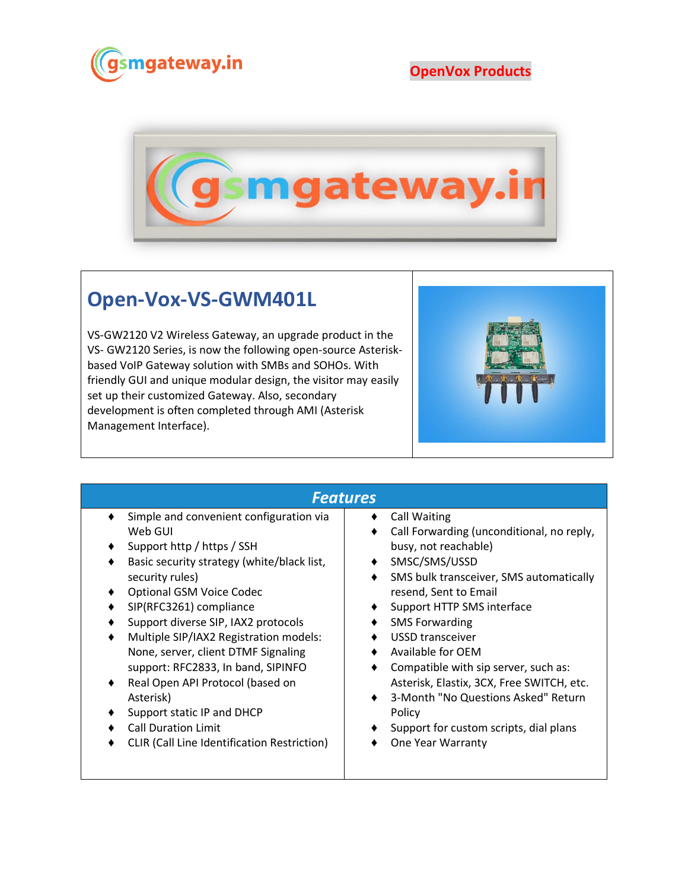OpenVox Products

# Open-Vox-VS-GWM401L

VS-GW2120 V2 Wireless Gateway, an upgrade product in the VS- GW2120 Series, is now the following open-source Asterisk-based VoIP Gateway solution with SMBs and SOHOs. With friendly GUI and unique modular design, the visitor may easily set up their customized Gateway. Also, secondary development is often completed through AMI (Asterisk Management Interface).

## *Features*

- Simple and convenient configuration via Web GUI
- Support http / https / SSH
- Basic security strategy (white/black list, security rules)
- Optional GSM Voice Codec
- SIP(RFC3261) compliance
- Support diverse SIP, IAX2 protocols
- Multiple SIP/IAX2 Registration models: None, server, client DTMF Signaling support: RFC2833, In band, SIPINFO
- Real Open API Protocol (based on Asterisk)
- Support static IP and DHCP
- Call Duration Limit
- CLIR (Call Line Identification Restriction)
- Call Waiting
- Call Forwarding (unconditional, no reply, busy, not reachable)
- SMSC/SMS/USSD
- SMS bulk transceiver, SMS automatically resend, Sent to Email
- Support HTTP SMS interface
- SMS Forwarding
- USSD transceiver
- Available for OEM
- Compatible with sip server, such as: Asterisk, Elastix, 3CX, Free SWITCH, etc.
- 3-Month "No Questions Asked" Return Policy
- Support for custom scripts, dial plans
- One Year Warranty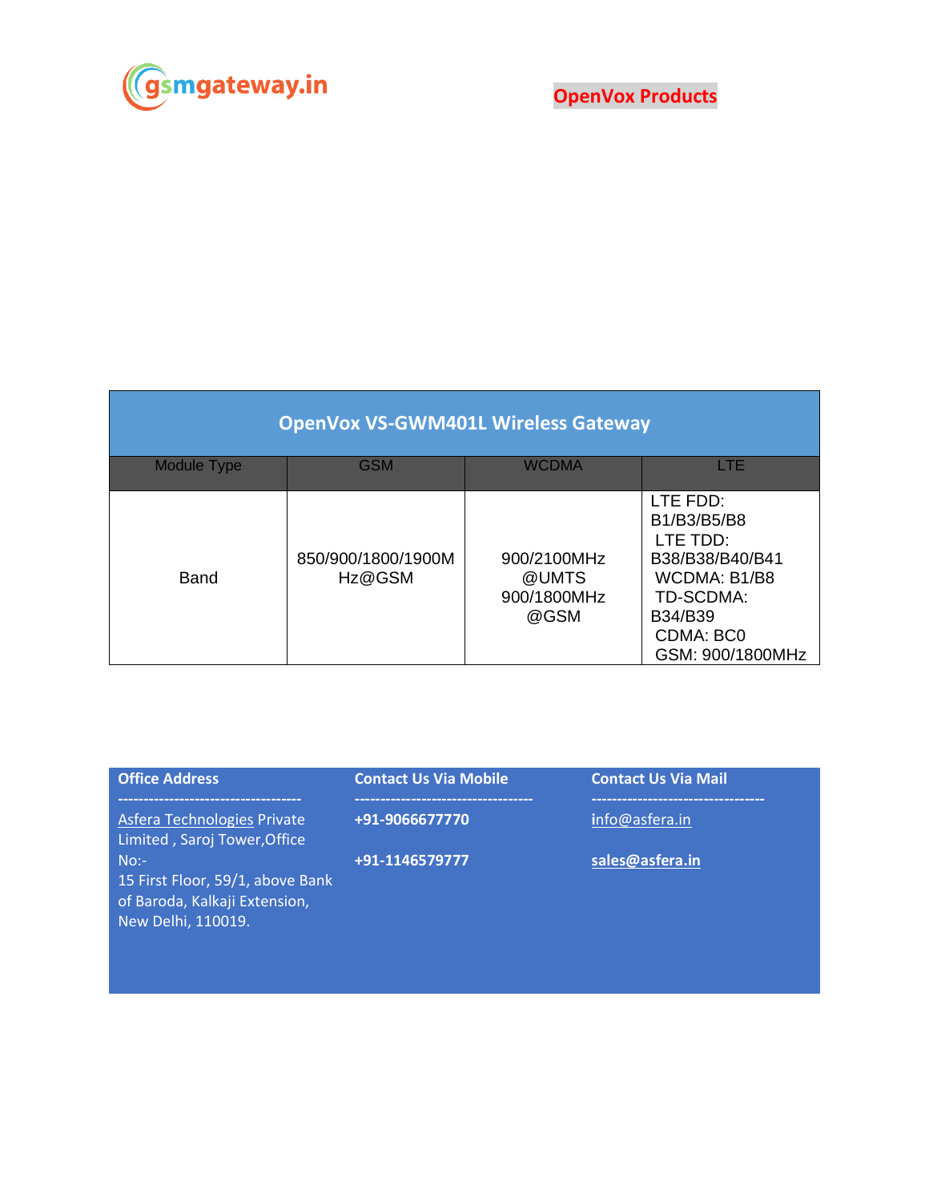gsmgateway.in

OpenVox Products

| OpenVox VS-GWM401L Wireless Gateway | | | |
|---|---|---|---|
| Module Type | GSM | WCDMA | LTE |
| Band | 850/900/1800/1900MHz@GSM | 900/2100MHz @UMTS 900/1800MHz @GSM | LTE FDD: B1/B3/B5/B8 LTE TDD: B38/B38/B40/B41 WCDMA: B1/B8 TD-SCDMA: B34/B39 CDMA: BC0 GSM: 900/1800MHz |

**Office Address**
-----------------------------------
Asfera Technologies Private Limited , Saroj Tower,Office No:-
15 First Floor, 59/1, above Bank of Baroda, Kalkaji Extension, New Delhi, 110019.

**Contact Us Via Mobile**
-----------------------------------
**+91-9066677770**

**+91-1146579777**

**Contact Us Via Mail**
-----------------------------------
info@asfera.in

**sales@asfera.in**